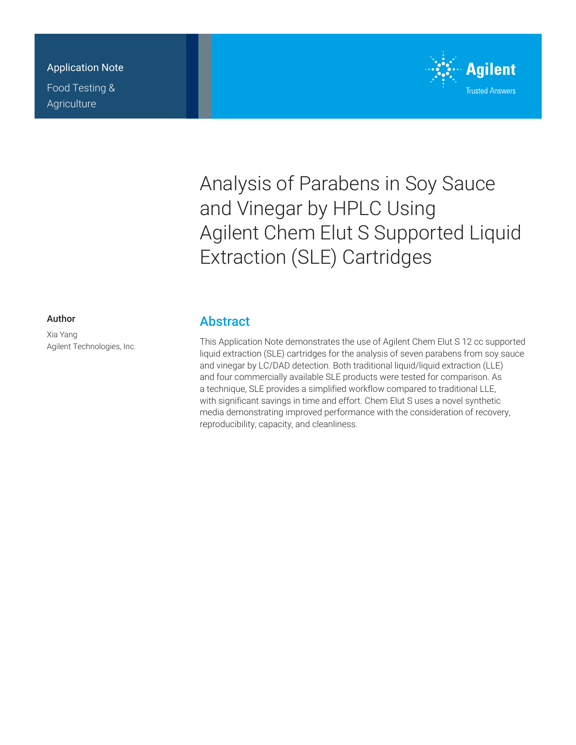Application Note

Food Testing & Agriculture

# Analysis of Parabens in Soy Sauce and Vinegar by HPLC Using Agilent Chem Elut S Supported Liquid Extraction (SLE) Cartridges

## Author

Xia Yang
Agilent Technologies, Inc.

## Abstract

This Application Note demonstrates the use of Agilent Chem Elut S 12 cc supported liquid extraction (SLE) cartridges for the analysis of seven parabens from soy sauce and vinegar by LC/DAD detection. Both traditional liquid/liquid extraction (LLE) and four commercially available SLE products were tested for comparison. As a technique, SLE provides a simplified workflow compared to traditional LLE, with significant savings in time and effort. Chem Elut S uses a novel synthetic media demonstrating improved performance with the consideration of recovery, reproducibility, capacity, and cleanliness.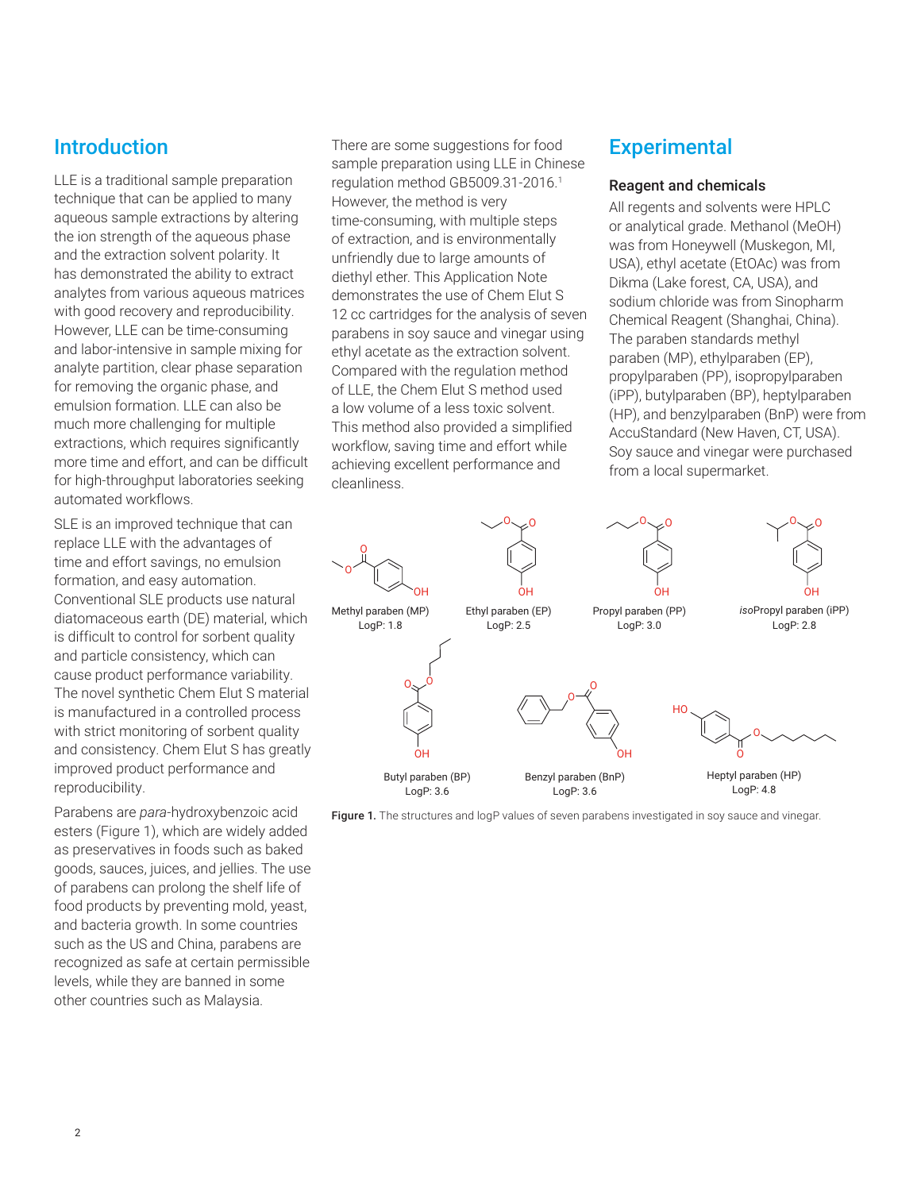## Introduction

LLE is a traditional sample preparation technique that can be applied to many aqueous sample extractions by altering the ion strength of the aqueous phase and the extraction solvent polarity. It has demonstrated the ability to extract analytes from various aqueous matrices with good recovery and reproducibility. However, LLE can be time-consuming and labor-intensive in sample mixing for analyte partition, clear phase separation for removing the organic phase, and emulsion formation. LLE can also be much more challenging for multiple extractions, which requires significantly more time and effort, and can be difficult for high-throughput laboratories seeking automated workflows.

SLE is an improved technique that can replace LLE with the advantages of time and effort savings, no emulsion formation, and easy automation. Conventional SLE products use natural diatomaceous earth (DE) material, which is difficult to control for sorbent quality and particle consistency, which can cause product performance variability. The novel synthetic Chem Elut S material is manufactured in a controlled process with strict monitoring of sorbent quality and consistency. Chem Elut S has greatly improved product performance and reproducibility.

Parabens are *para*-hydroxybenzoic acid esters (Figure 1), which are widely added as preservatives in foods such as baked goods, sauces, juices, and jellies. The use of parabens can prolong the shelf life of food products by preventing mold, yeast, and bacteria growth. In some countries such as the US and China, parabens are recognized as safe at certain permissible levels, while they are banned in some other countries such as Malaysia.

There are some suggestions for food sample preparation using LLE in Chinese regulation method GB5009.31-2016.[1] However, the method is very time-consuming, with multiple steps of extraction, and is environmentally unfriendly due to large amounts of diethyl ether. This Application Note demonstrates the use of Chem Elut S 12 cc cartridges for the analysis of seven parabens in soy sauce and vinegar using ethyl acetate as the extraction solvent. Compared with the regulation method of LLE, the Chem Elut S method used a low volume of a less toxic solvent. This method also provided a simplified workflow, saving time and effort while achieving excellent performance and cleanliness.

## Experimental

### Reagent and chemicals

All regents and solvents were HPLC or analytical grade. Methanol (MeOH) was from Honeywell (Muskegon, MI, USA), ethyl acetate (EtOAc) was from Dikma (Lake forest, CA, USA), and sodium chloride was from Sinopharm Chemical Reagent (Shanghai, China). The paraben standards methyl paraben (MP), ethylparaben (EP), propylparaben (PP), isopropylparaben (iPP), butylparaben (BP), heptylparaben (HP), and benzylparaben (BnP) were from AccuStandard (New Haven, CT, USA). Soy sauce and vinegar were purchased from a local supermarket.

Methyl paraben (MP) LogP: 1.8

Ethyl paraben (EP) LogP: 2.5

Propyl paraben (PP) LogP: 3.0

*iso*Propyl paraben (iPP) LogP: 2.8

Butyl paraben (BP) LogP: 3.6

Benzyl paraben (BnP) LogP: 3.6

Heptyl paraben (HP) LogP: 4.8

**Figure 1.** The structures and logP values of seven parabens investigated in soy sauce and vinegar.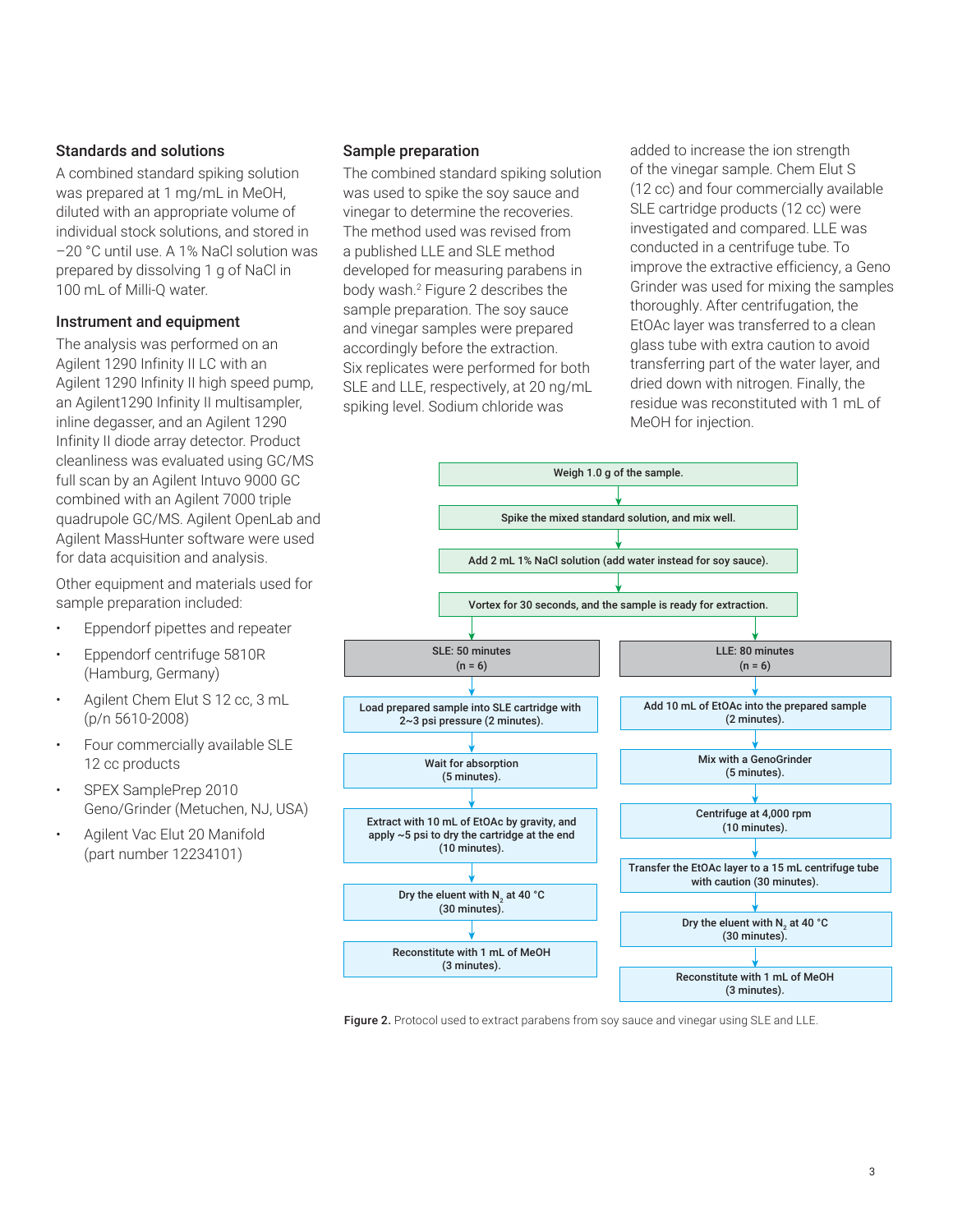### Standards and solutions

A combined standard spiking solution was prepared at 1 mg/mL in MeOH, diluted with an appropriate volume of individual stock solutions, and stored in –20 °C until use. A 1% NaCl solution was prepared by dissolving 1 g of NaCl in 100 mL of Milli-Q water.

### Instrument and equipment

The analysis was performed on an Agilent 1290 Infinity II LC with an Agilent 1290 Infinity II high speed pump, an Agilent1290 Infinity II multisampler, inline degasser, and an Agilent 1290 Infinity II diode array detector. Product cleanliness was evaluated using GC/MS full scan by an Agilent Intuvo 9000 GC combined with an Agilent 7000 triple quadrupole GC/MS. Agilent OpenLab and Agilent MassHunter software were used for data acquisition and analysis.

Other equipment and materials used for sample preparation included:

- Eppendorf pipettes and repeater
- Eppendorf centrifuge 5810R (Hamburg, Germany)
- Agilent Chem Elut S 12 cc, 3 mL (p/n 5610-2008)
- Four commercially available SLE 12 cc products
- SPEX SamplePrep 2010 Geno/Grinder (Metuchen, NJ, USA)
- Agilent Vac Elut 20 Manifold (part number 12234101)

### Sample preparation

The combined standard spiking solution was used to spike the soy sauce and vinegar samples to determine the recoveries. The method used was revised from a published LLE and SLE method developed for measuring parabens in body wash.[2] Figure 2 describes the sample preparation. The soy sauce and vinegar samples were prepared accordingly before the extraction. Six replicates were performed for both SLE and LLE, respectively, at 20 ng/mL spiking level. Sodium chloride was added to increase the ion strength of the vinegar sample. Chem Elut S (12 cc) and four commercially available SLE cartridge products (12 cc) were investigated and compared. LLE was conducted in a centrifuge tube. To improve the extractive efficiency, a Geno Grinder was used for mixing the samples thoroughly. After centrifugation, the EtOAc layer was transferred to a clean glass tube with extra caution to avoid transferring part of the water layer, and dried down with nitrogen. Finally, the residue was reconstituted with 1 mL of MeOH for injection.

Weigh 1.0 g of the sample.
↓
Spike the mixed standard solution, and mix well.
↓
Add 2 mL 1% NaCl solution (add water instead for soy sauce).
↓
Vortex for 30 seconds, and the sample is ready for extraction.

| SLE: 50 minutes (n = 6) | LLE: 80 minutes (n = 6) |
|---|---|
| Load prepared sample into SLE cartridge with 2~3 psi pressure (2 minutes). | Add 10 mL of EtOAc into the prepared sample (2 minutes). |
| Wait for absorption (5 minutes). | Mix with a GenoGrinder (5 minutes). |
| Extract with 10 mL of EtOAc by gravity, and apply ~5 psi to dry the cartridge at the end (10 minutes). | Centrifuge at 4,000 rpm (10 minutes). |
| Dry the eluent with $N_2$ at 40 °C (30 minutes). | Transfer the EtOAc layer to a 15 mL centrifuge tube with caution (30 minutes). |
| Reconstitute with 1 mL of MeOH (3 minutes). | Dry the eluent with $N_2$ at 40 °C (30 minutes). |
| | Reconstitute with 1 mL of MeOH (3 minutes). |

**Figure 2.** Protocol used to extract parabens from soy sauce and vinegar using SLE and LLE.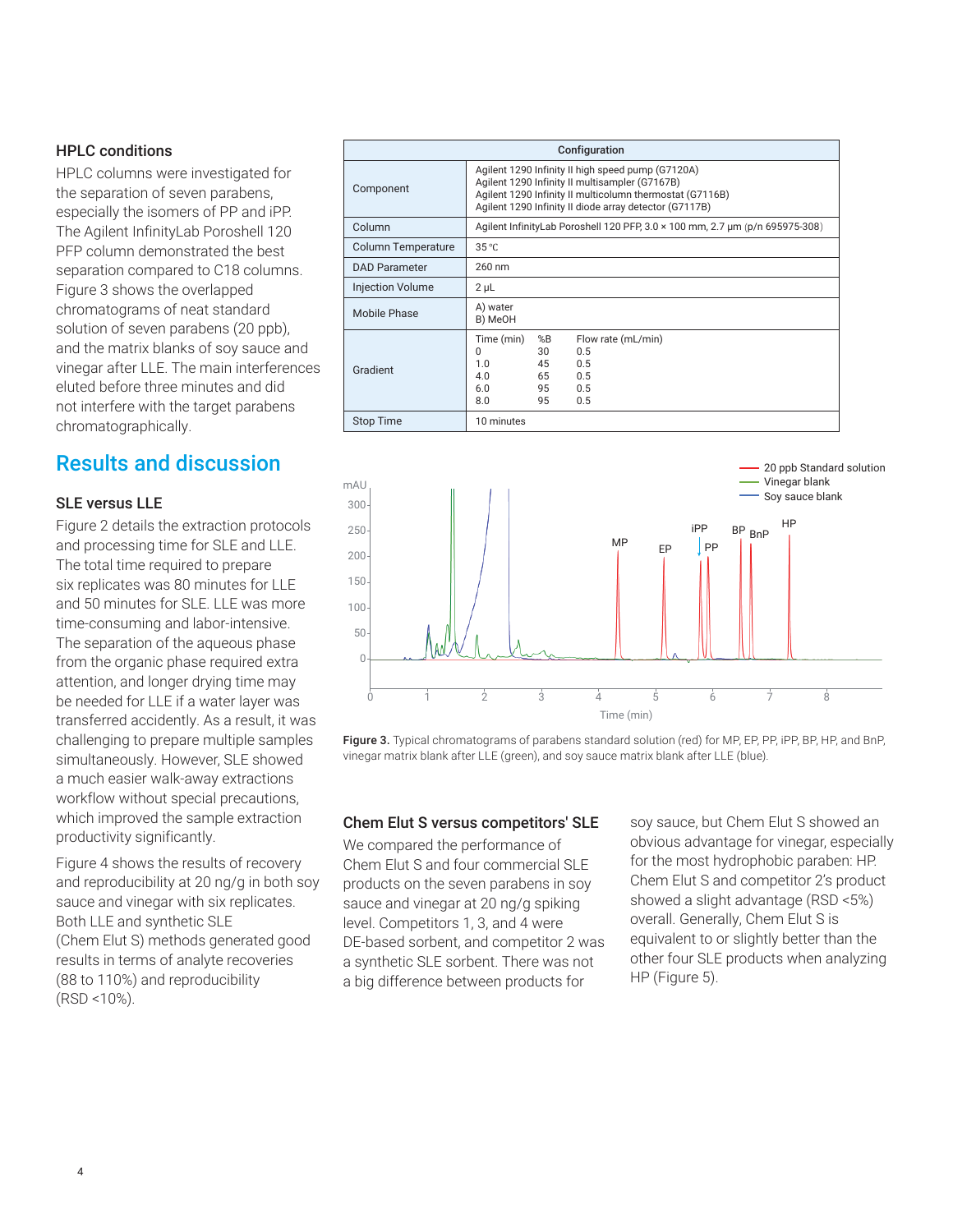### HPLC conditions

HPLC columns were investigated for the separation of seven parabens, especially the isomers of PP and iPP. The Agilent InfinityLab Poroshell 120 PFP column demonstrated the best separation compared to C18 columns. Figure 3 shows the overlapped chromatograms of neat standard solution of seven parabens (20 ppb), and the matrix blanks of soy sauce and vinegar after LLE. The main interferences eluted before three minutes and did not interfere with the target parabens chromatographically.

| Configuration | |
|---|---|
| Component | Agilent 1290 Infinity II high speed pump (G7120A)<br>Agilent 1290 Infinity II multisampler (G7167B)<br>Agilent 1290 Infinity II multicolumn thermostat (G7116B)<br>Agilent 1290 Infinity II diode array detector (G7117B) |
| Column | Agilent InfinityLab Poroshell 120 PFP, 3.0 × 100 mm, 2.7 µm (p/n 695975-308) |
| Column Temperature | 35 °C |
| DAD Parameter | 260 nm |
| Injection Volume | 2 µL |
| Mobile Phase | A) water<br>B) MeOH |
| Gradient | Time (min) / %B / Flow rate (mL/min)<br>0 / 30 / 0.5<br>1.0 / 45 / 0.5<br>4.0 / 65 / 0.5<br>6.0 / 95 / 0.5<br>8.0 / 95 / 0.5 |
| Stop Time | 10 minutes |

Figure 3. Typical chromatograms of parabens standard solution (red) for MP, EP, PP, iPP, BP, HP, and BnP, vinegar matrix blank after LLE (green), and soy sauce matrix blank after LLE (blue).

## Results and discussion

### SLE versus LLE

Figure 2 details the extraction protocols and processing time for SLE and LLE. The total time required to prepare six replicates was 80 minutes for LLE and 50 minutes for SLE. LLE was more time-consuming and labor-intensive. The separation of the aqueous phase from the organic phase required extra attention, and longer drying time may be needed for LLE if a water layer was transferred accidently. As a result, it was challenging to prepare multiple samples simultaneously. However, SLE showed a much easier walk-away extractions workflow without special precautions, which improved the sample extraction productivity significantly.

Figure 4 shows the results of recovery and reproducibility at 20 ng/g in both soy sauce and vinegar with six replicates. Both LLE and synthetic SLE (Chem Elut S) methods generated good results in terms of analyte recoveries (88 to 110%) and reproducibility (RSD <10%).

### Chem Elut S versus competitors' SLE

We compared the performance of Chem Elut S and four commercial SLE products on the seven parabens in soy sauce and vinegar at 20 ng/g spiking level. Competitors 1, 3, and 4 were DE-based sorbent, and competitor 2 was a synthetic SLE sorbent. There was not a big difference between products for soy sauce, but Chem Elut S showed an obvious advantage for vinegar, especially for the most hydrophobic paraben: HP. Chem Elut S and competitor 2's product showed a slight advantage (RSD <5%) overall. Generally, Chem Elut S is equivalent to or slightly better than the other four SLE products when analyzing HP (Figure 5).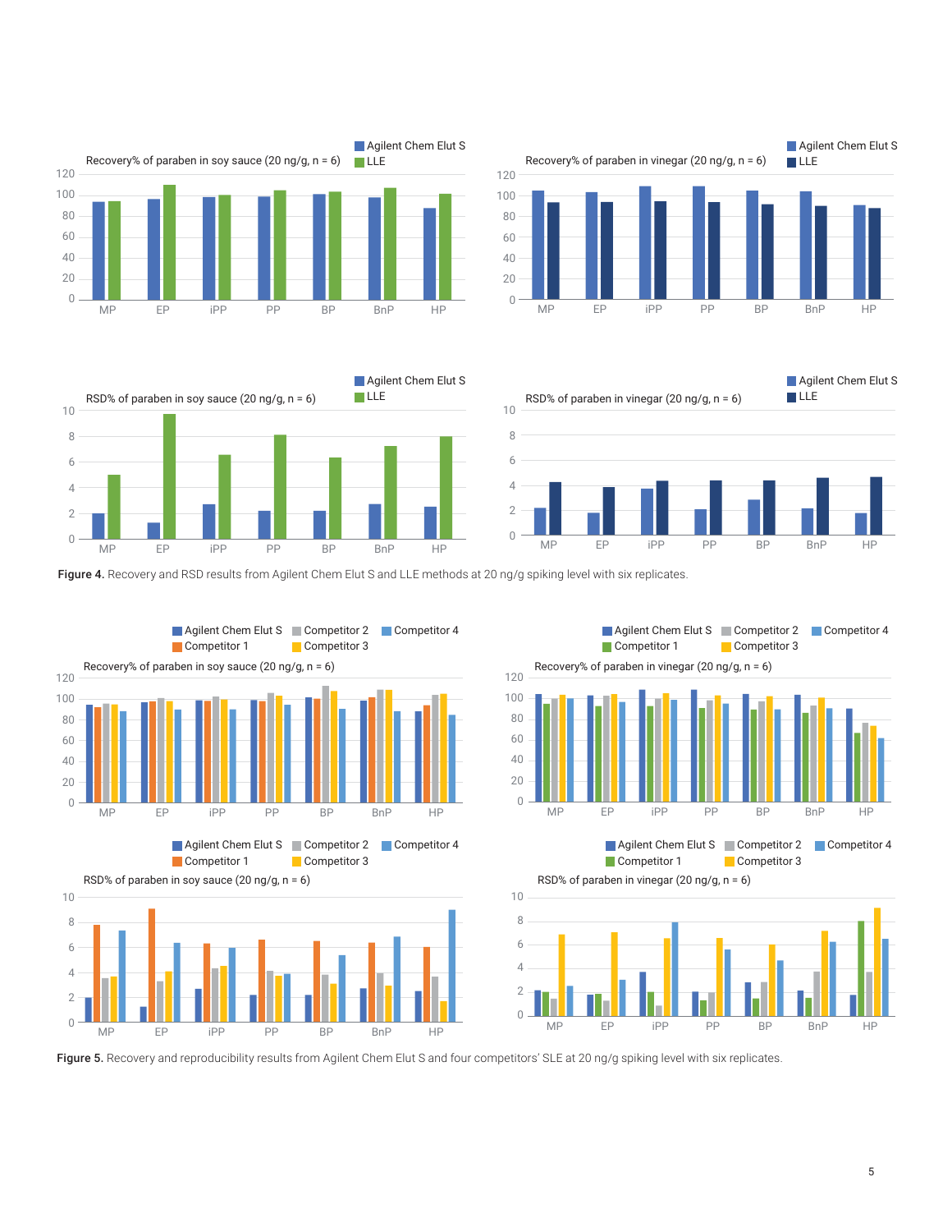Recovery% of paraben in soy sauce (20 ng/g, n = 6)

Recovery% of paraben in vinegar (20 ng/g, n = 6)

RSD% of paraben in soy sauce (20 ng/g, n = 6)

RSD% of paraben in vinegar (20 ng/g, n = 6)

**Figure 4.** Recovery and RSD results from Agilent Chem Elut S and LLE methods at 20 ng/g spiking level with six replicates.

Recovery% of paraben in soy sauce (20 ng/g, n = 6)

Recovery% of paraben in vinegar (20 ng/g, n = 6)

RSD% of paraben in soy sauce (20 ng/g, n = 6)

RSD% of paraben in vinegar (20 ng/g, n = 6)

**Figure 5.** Recovery and reproducibility results from Agilent Chem Elut S and four competitors' SLE at 20 ng/g spiking level with six replicates.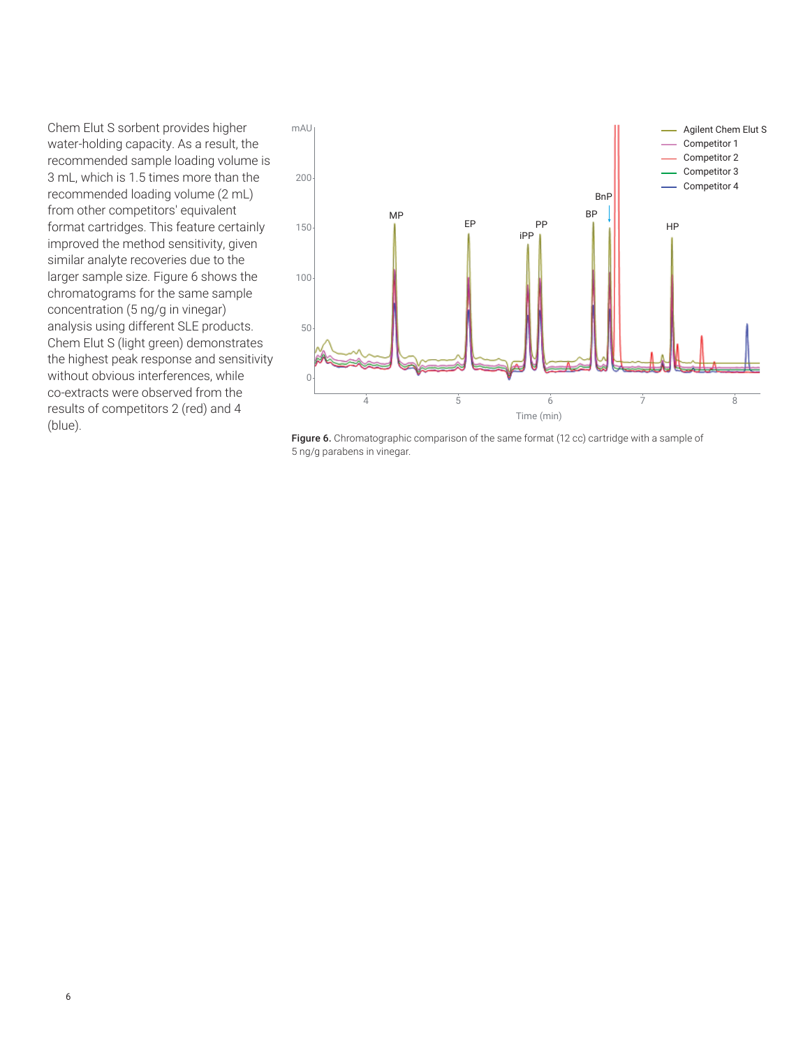Chem Elut S sorbent provides higher water-holding capacity. As a result, the recommended sample loading volume is 3 mL, which is 1.5 times more than the recommended loading volume (2 mL) from other competitors' equivalent format cartridges. This feature certainly improved the method sensitivity, given similar analyte recoveries due to the larger sample size. Figure 6 shows the chromatograms for the same sample concentration (5 ng/g in vinegar) analysis using different SLE products. Chem Elut S (light green) demonstrates the highest peak response and sensitivity without obvious interferences, while co-extracts were observed from the results of competitors 2 (red) and 4 (blue).

**Figure 6.** Chromatographic comparison of the same format (12 cc) cartridge with a sample of 5 ng/g parabens in vinegar.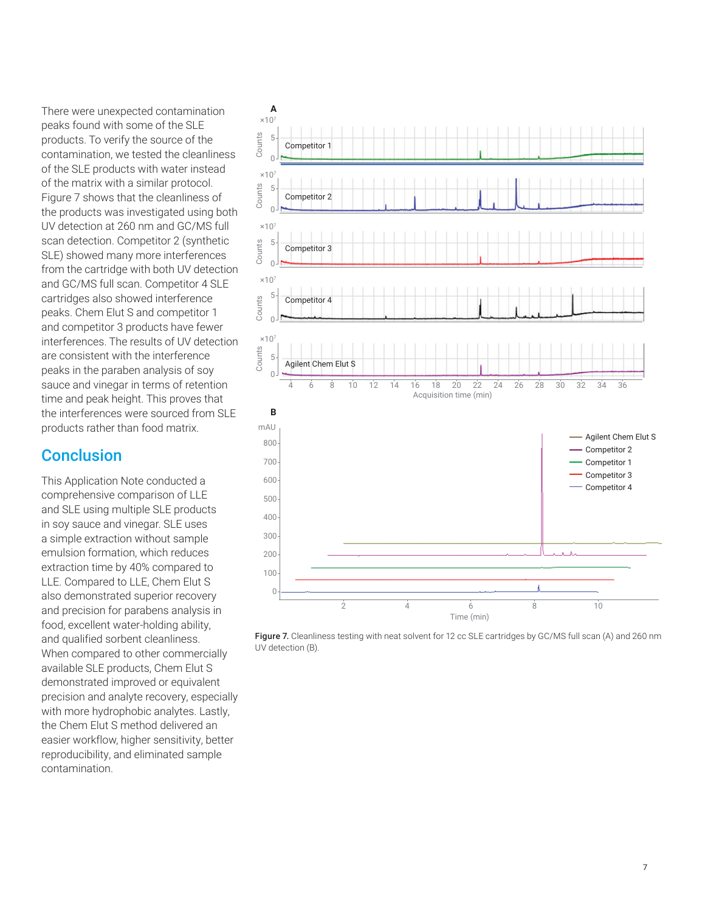There were unexpected contamination peaks found with some of the SLE products. To verify the source of the contamination, we tested the cleanliness of the SLE products with water instead of the matrix with a similar protocol. Figure 7 shows that the cleanliness of the products was investigated using both UV detection at 260 nm and GC/MS full scan detection. Competitor 2 (synthetic SLE) showed many more interferences from the cartridge with both UV detection and GC/MS full scan. Competitor 4 SLE cartridges also showed interference peaks. Chem Elut S and competitor 1 and competitor 3 products have fewer interferences. The results of UV detection are consistent with the interference peaks in the paraben analysis of soy sauce and vinegar in terms of retention time and peak height. This proves that the interferences were sourced from SLE products rather than food matrix.

## Conclusion

This Application Note conducted a comprehensive comparison of LLE and SLE using multiple SLE products in soy sauce and vinegar. SLE uses a simple extraction without sample emulsion formation, which reduces extraction time by 40% compared to LLE. Compared to LLE, Chem Elut S also demonstrated superior recovery and precision for parabens analysis in food, excellent water-holding ability, and qualified sorbent cleanliness. When compared to other commercially available SLE products, Chem Elut S demonstrated improved or equivalent precision and analyte recovery, especially with more hydrophobic analytes. Lastly, the Chem Elut S method delivered an easier workflow, higher sensitivity, better reproducibility, and eliminated sample contamination.

**Figure 7.** Cleanliness testing with neat solvent for 12 cc SLE cartridges by GC/MS full scan (A) and 260 nm UV detection (B).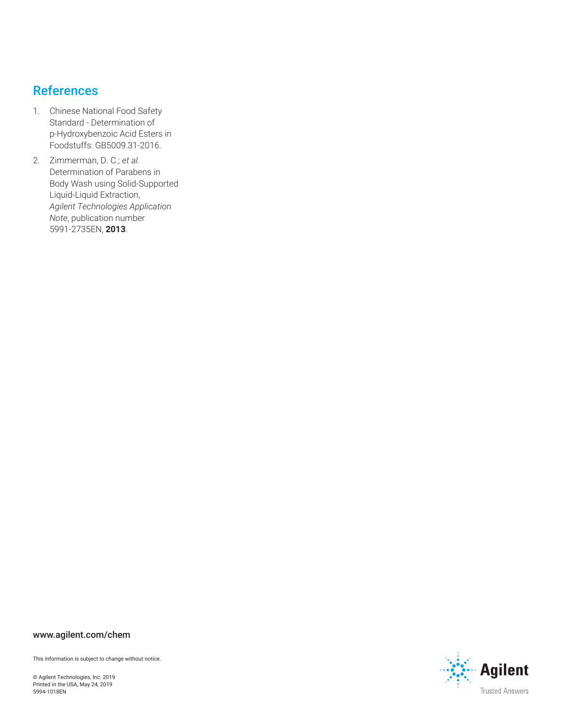## References

1. Chinese National Food Safety Standard - Determination of p-Hydroxybenzoic Acid Esters in Foodstuffs: GB5009.31-2016.
2. Zimmerman, D. C.; *et al.* Determination of Parabens in Body Wash using Solid-Supported Liquid-Liquid Extraction, *Agilent Technologies Application Note*, publication number 5991-2735EN, **2013**.

www.agilent.com/chem

This information is subject to change without notice.

© Agilent Technologies, Inc. 2019
Printed in the USA, May 24, 2019
5994-1018EN